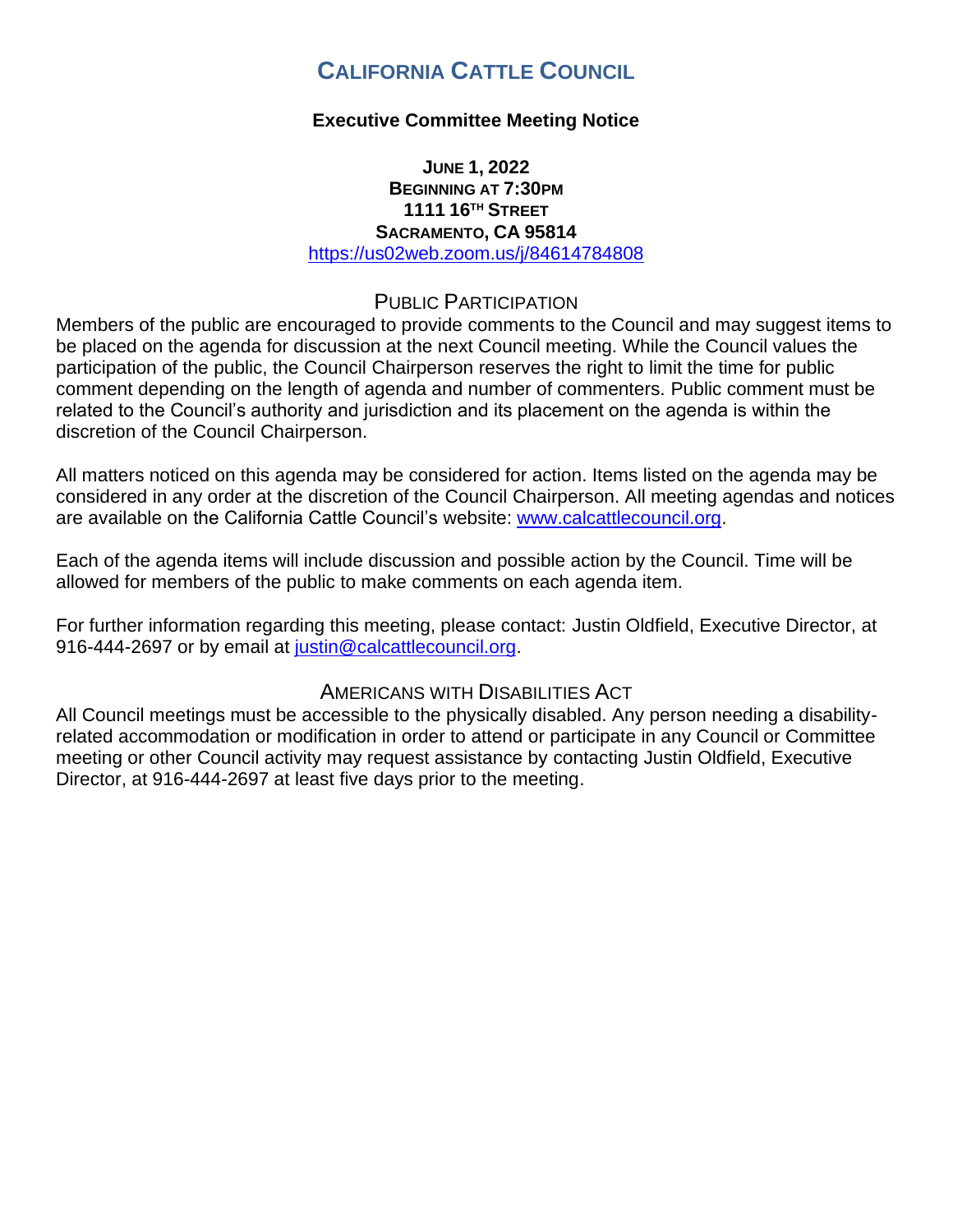# California Cattle Council

**Executive Committee Meeting Notice**

**June 1, 2022**
**Beginning at 7:30pm**
**1111 16th Street**
**Sacramento, CA 95814**
https://us02web.zoom.us/j/84614784808

## Public Participation

Members of the public are encouraged to provide comments to the Council and may suggest items to be placed on the agenda for discussion at the next Council meeting. While the Council values the participation of the public, the Council Chairperson reserves the right to limit the time for public comment depending on the length of agenda and number of commenters. Public comment must be related to the Council's authority and jurisdiction and its placement on the agenda is within the discretion of the Council Chairperson.

All matters noticed on this agenda may be considered for action. Items listed on the agenda may be considered in any order at the discretion of the Council Chairperson. All meeting agendas and notices are available on the California Cattle Council's website: www.calcattlecouncil.org.

Each of the agenda items will include discussion and possible action by the Council. Time will be allowed for members of the public to make comments on each agenda item.

For further information regarding this meeting, please contact: Justin Oldfield, Executive Director, at 916-444-2697 or by email at justin@calcattlecouncil.org.

## Americans with Disabilities Act

All Council meetings must be accessible to the physically disabled. Any person needing a disability-related accommodation or modification in order to attend or participate in any Council or Committee meeting or other Council activity may request assistance by contacting Justin Oldfield, Executive Director, at 916-444-2697 at least five days prior to the meeting.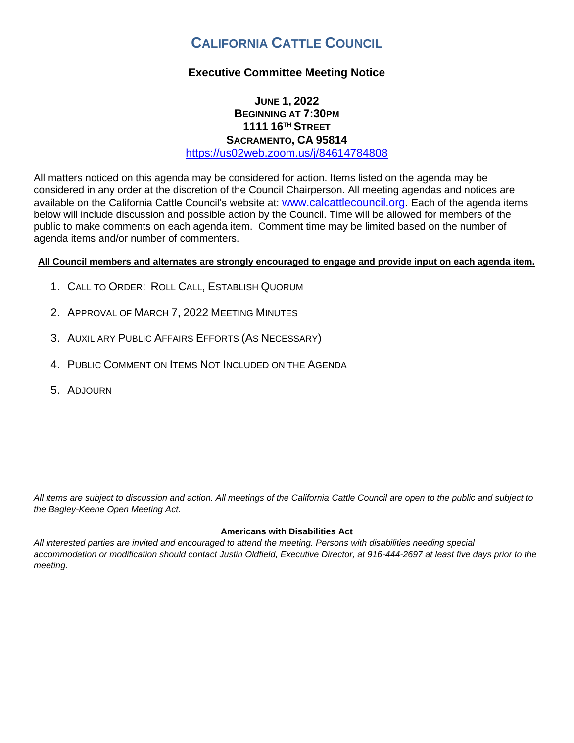# CALIFORNIA CATTLE COUNCIL

## Executive Committee Meeting Notice

**JUNE 1, 2022**
**BEGINNING AT 7:30PM**
**1111 16TH STREET**
**SACRAMENTO, CA 95814**
https://us02web.zoom.us/j/84614784808

All matters noticed on this agenda may be considered for action. Items listed on the agenda may be considered in any order at the discretion of the Council Chairperson. All meeting agendas and notices are available on the California Cattle Council's website at: www.calcattlecouncil.org. Each of the agenda items below will include discussion and possible action by the Council. Time will be allowed for members of the public to make comments on each agenda item. Comment time may be limited based on the number of agenda items and/or number of commenters.

**All Council members and alternates are strongly encouraged to engage and provide input on each agenda item.**

1. CALL TO ORDER: ROLL CALL, ESTABLISH QUORUM
2. APPROVAL OF MARCH 7, 2022 MEETING MINUTES
3. AUXILIARY PUBLIC AFFAIRS EFFORTS (AS NECESSARY)
4. PUBLIC COMMENT ON ITEMS NOT INCLUDED ON THE AGENDA
5. ADJOURN

*All items are subject to discussion and action. All meetings of the California Cattle Council are open to the public and subject to the Bagley-Keene Open Meeting Act.*

**Americans with Disabilities Act**

*All interested parties are invited and encouraged to attend the meeting. Persons with disabilities needing special accommodation or modification should contact Justin Oldfield, Executive Director, at 916-444-2697 at least five days prior to the meeting.*